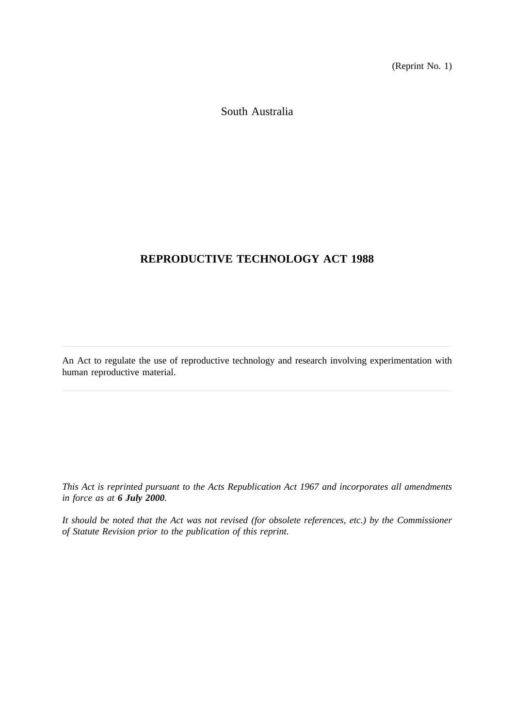(Reprint No. 1)

South Australia

# REPRODUCTIVE TECHNOLOGY ACT 1988

---

An Act to regulate the use of reproductive technology and research involving experimentation with human reproductive material.

---

*This Act is reprinted pursuant to the Acts Republication Act 1967 and incorporates all amendments in force as at **6 July 2000**.*

*It should be noted that the Act was not revised (for obsolete references, etc.) by the Commissioner of Statute Revision prior to the publication of this reprint.*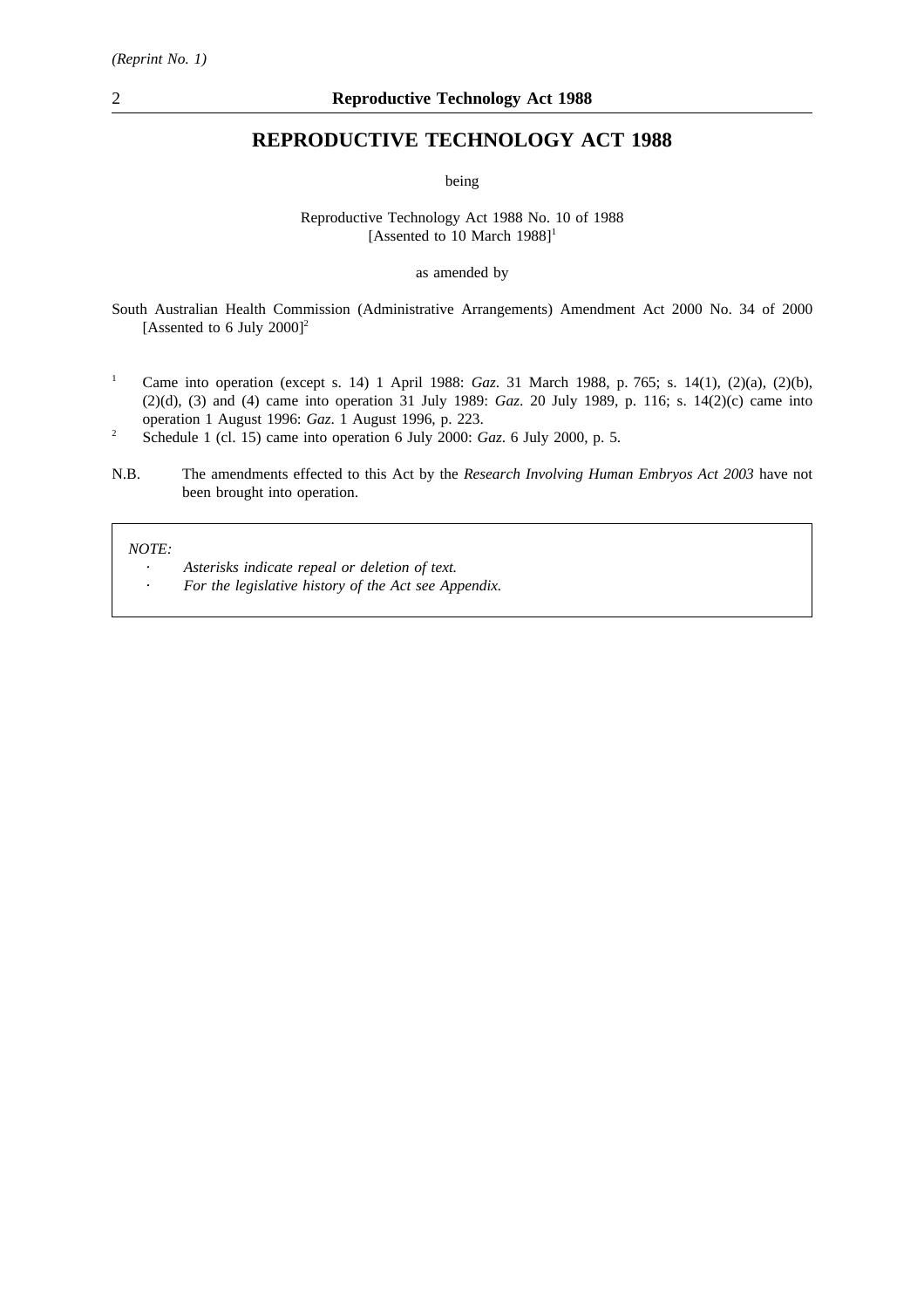# REPRODUCTIVE TECHNOLOGY ACT 1988

being

Reproductive Technology Act 1988 No. 10 of 1988
[Assented to 10 March 1988][1]

as amended by

South Australian Health Commission (Administrative Arrangements) Amendment Act 2000 No. 34 of 2000 [Assented to 6 July 2000][2]

[1] Came into operation (except s. 14) 1 April 1988: *Gaz*. 31 March 1988, p. 765; s. 14(1), (2)(a), (2)(b), (2)(d), (3) and (4) came into operation 31 July 1989: *Gaz*. 20 July 1989, p. 116; s. 14(2)(c) came into operation 1 August 1996: *Gaz*. 1 August 1996, p. 223.

[2] Schedule 1 (cl. 15) came into operation 6 July 2000: *Gaz*. 6 July 2000, p. 5.

N.B. The amendments effected to this Act by the *Research Involving Human Embryos Act 2003* have not been brought into operation.

*NOTE:*

- *Asterisks indicate repeal or deletion of text.*
- *For the legislative history of the Act see Appendix.*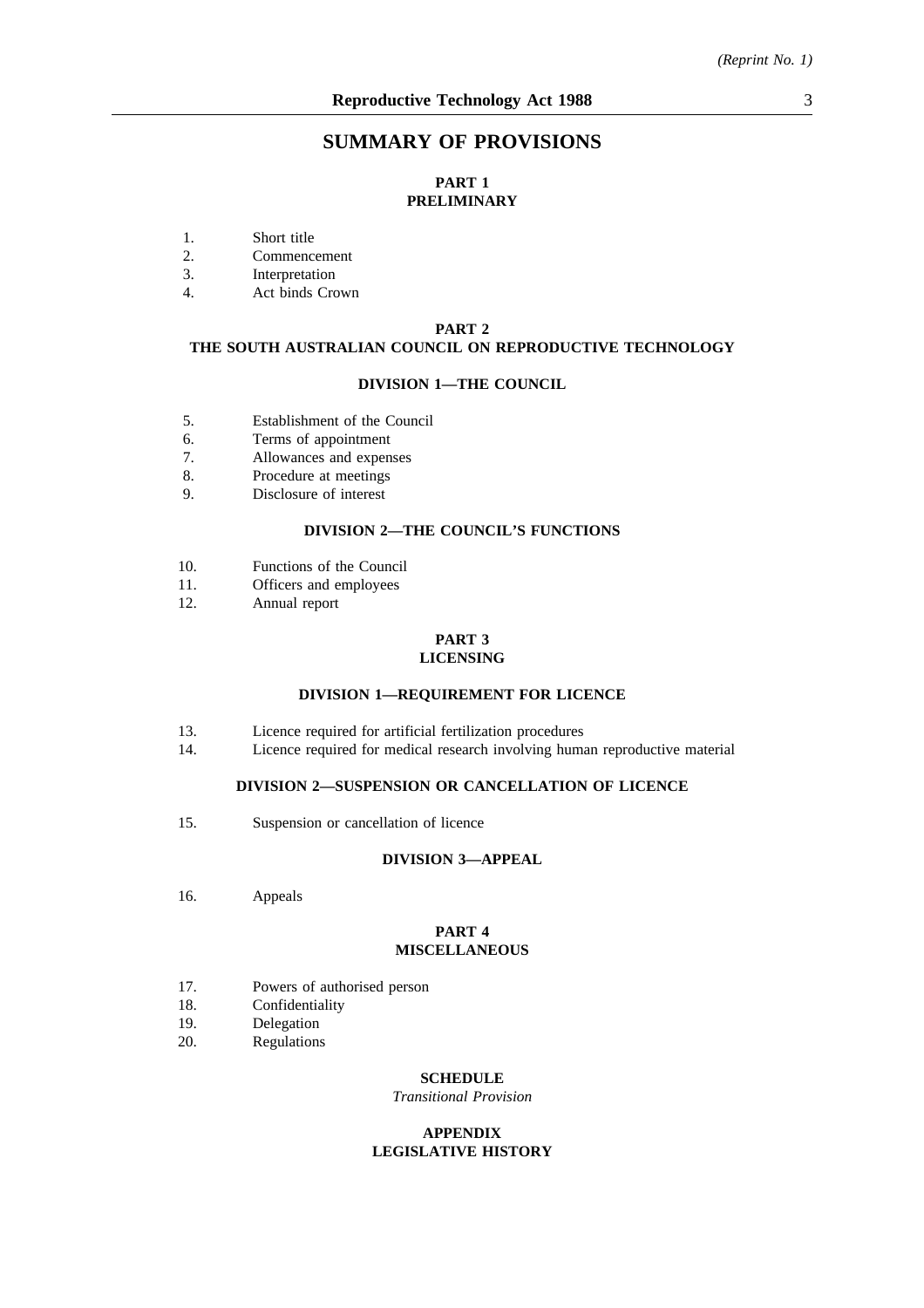# SUMMARY OF PROVISIONS

## PART 1
## PRELIMINARY

1. Short title
2. Commencement
3. Interpretation
4. Act binds Crown

## PART 2
## THE SOUTH AUSTRALIAN COUNCIL ON REPRODUCTIVE TECHNOLOGY

### DIVISION 1—THE COUNCIL

5. Establishment of the Council
6. Terms of appointment
7. Allowances and expenses
8. Procedure at meetings
9. Disclosure of interest

### DIVISION 2—THE COUNCIL'S FUNCTIONS

10. Functions of the Council
11. Officers and employees
12. Annual report

## PART 3
## LICENSING

### DIVISION 1—REQUIREMENT FOR LICENCE

13. Licence required for artificial fertilization procedures
14. Licence required for medical research involving human reproductive material

### DIVISION 2—SUSPENSION OR CANCELLATION OF LICENCE

15. Suspension or cancellation of licence

### DIVISION 3—APPEAL

16. Appeals

## PART 4
## MISCELLANEOUS

17. Powers of authorised person
18. Confidentiality
19. Delegation
20. Regulations

## SCHEDULE

*Transitional Provision*

## APPENDIX
## LEGISLATIVE HISTORY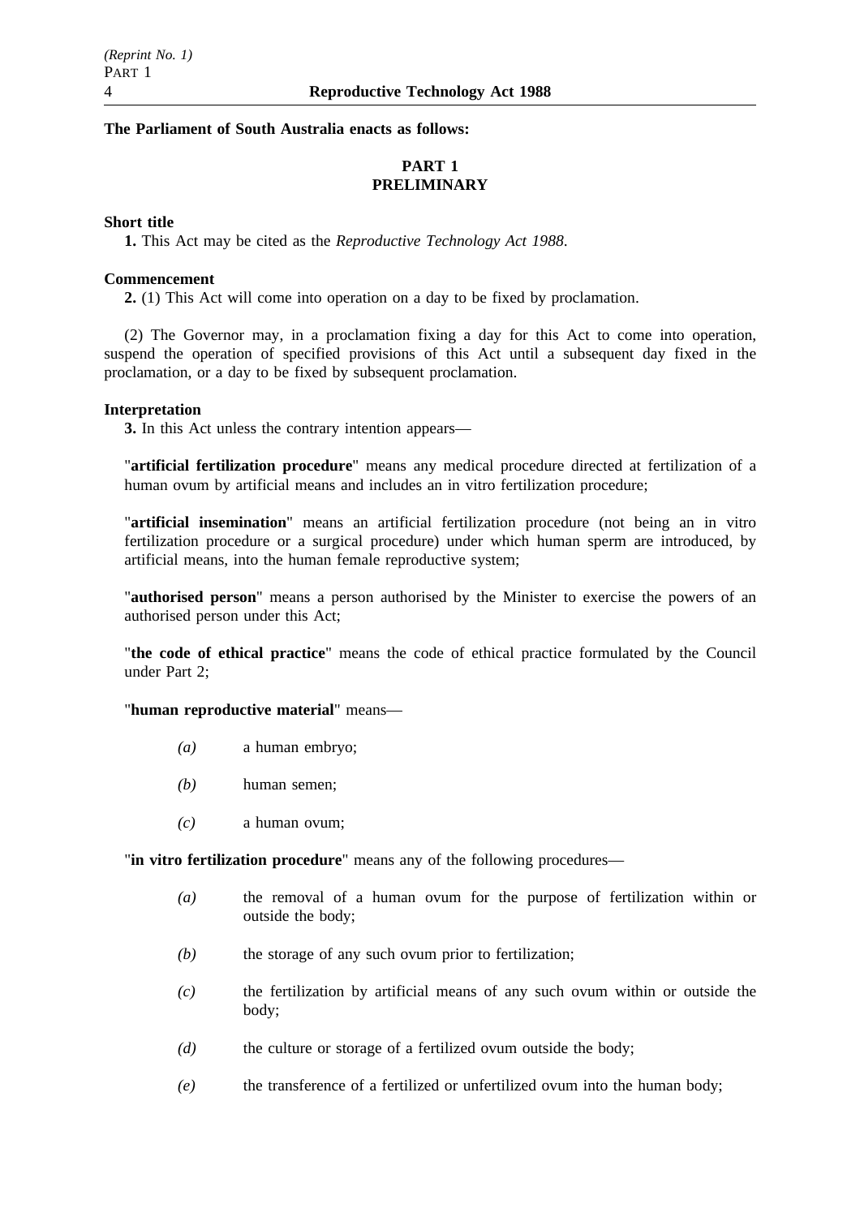**The Parliament of South Australia enacts as follows:**

## PART 1
## PRELIMINARY

**Short title**

**1.** This Act may be cited as the *Reproductive Technology Act 1988*.

**Commencement**

**2.** (1) This Act will come into operation on a day to be fixed by proclamation.

(2) The Governor may, in a proclamation fixing a day for this Act to come into operation, suspend the operation of specified provisions of this Act until a subsequent day fixed in the proclamation, or a day to be fixed by subsequent proclamation.

**Interpretation**

**3.** In this Act unless the contrary intention appears—

"**artificial fertilization procedure**" means any medical procedure directed at fertilization of a human ovum by artificial means and includes an in vitro fertilization procedure;

"**artificial insemination**" means an artificial fertilization procedure (not being an in vitro fertilization procedure or a surgical procedure) under which human sperm are introduced, by artificial means, into the human female reproductive system;

"**authorised person**" means a person authorised by the Minister to exercise the powers of an authorised person under this Act;

"**the code of ethical practice**" means the code of ethical practice formulated by the Council under Part 2;

"**human reproductive material**" means—

*(a)* a human embryo;

*(b)* human semen;

*(c)* a human ovum;

"**in vitro fertilization procedure**" means any of the following procedures—

*(a)* the removal of a human ovum for the purpose of fertilization within or outside the body;

*(b)* the storage of any such ovum prior to fertilization;

*(c)* the fertilization by artificial means of any such ovum within or outside the body;

*(d)* the culture or storage of a fertilized ovum outside the body;

*(e)* the transference of a fertilized or unfertilized ovum into the human body;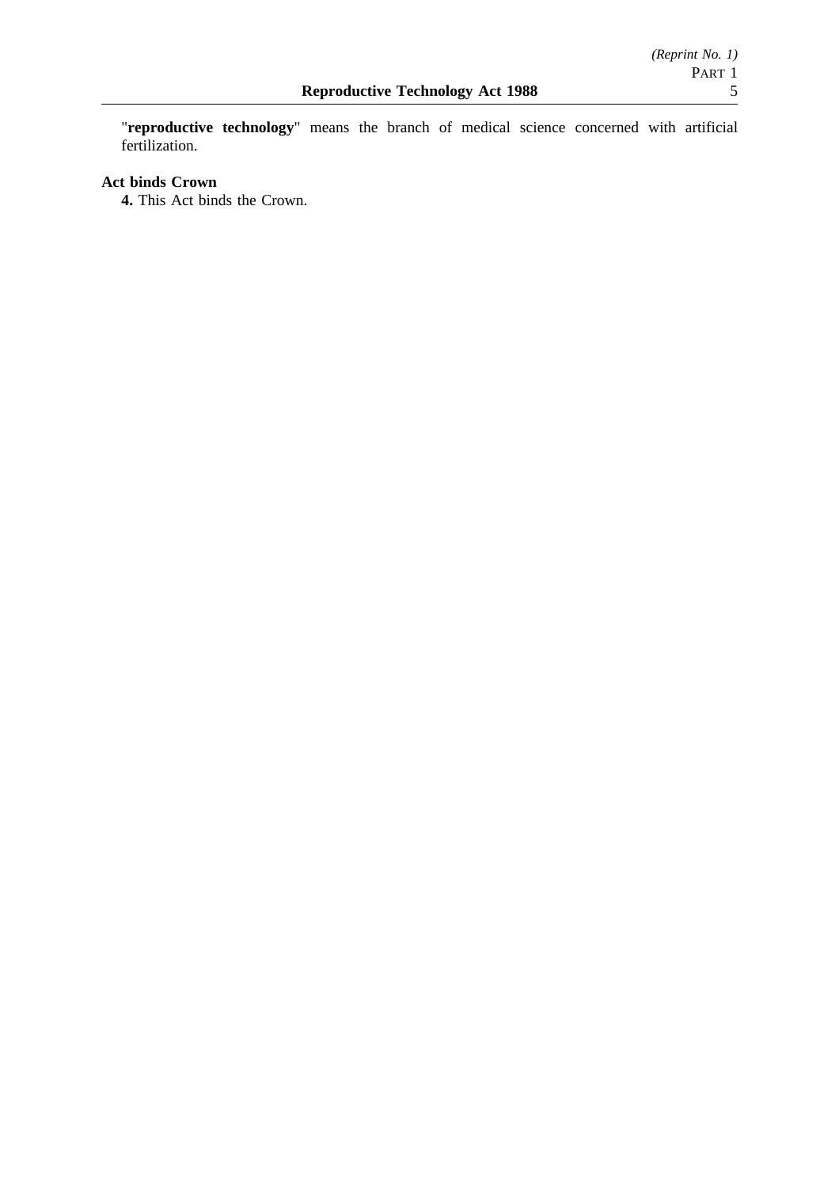"**reproductive technology**" means the branch of medical science concerned with artificial fertilization.

**Act binds Crown**

**4.** This Act binds the Crown.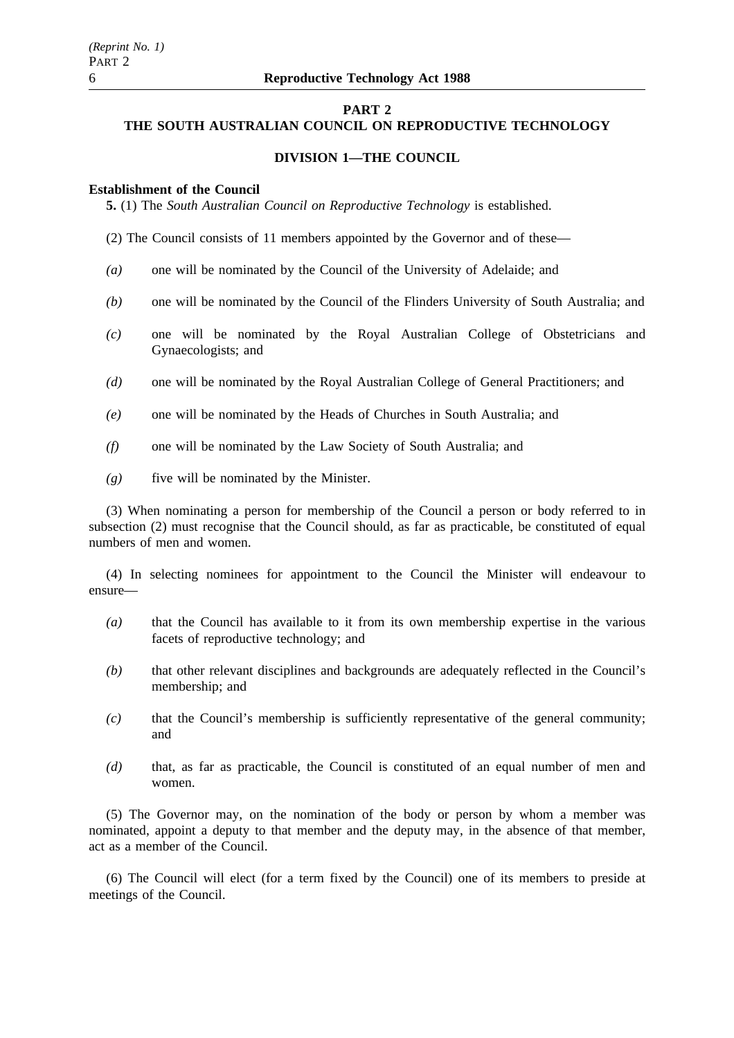## PART 2
## THE SOUTH AUSTRALIAN COUNCIL ON REPRODUCTIVE TECHNOLOGY

### DIVISION 1—THE COUNCIL

**Establishment of the Council**

**5.** (1) The *South Australian Council on Reproductive Technology* is established.

(2) The Council consists of 11 members appointed by the Governor and of these—

*(a)* one will be nominated by the Council of the University of Adelaide; and

*(b)* one will be nominated by the Council of the Flinders University of South Australia; and

*(c)* one will be nominated by the Royal Australian College of Obstetricians and Gynaecologists; and

*(d)* one will be nominated by the Royal Australian College of General Practitioners; and

*(e)* one will be nominated by the Heads of Churches in South Australia; and

*(f)* one will be nominated by the Law Society of South Australia; and

*(g)* five will be nominated by the Minister.

(3) When nominating a person for membership of the Council a person or body referred to in subsection (2) must recognise that the Council should, as far as practicable, be constituted of equal numbers of men and women.

(4) In selecting nominees for appointment to the Council the Minister will endeavour to ensure—

*(a)* that the Council has available to it from its own membership expertise in the various facets of reproductive technology; and

*(b)* that other relevant disciplines and backgrounds are adequately reflected in the Council's membership; and

*(c)* that the Council's membership is sufficiently representative of the general community; and

*(d)* that, as far as practicable, the Council is constituted of an equal number of men and women.

(5) The Governor may, on the nomination of the body or person by whom a member was nominated, appoint a deputy to that member and the deputy may, in the absence of that member, act as a member of the Council.

(6) The Council will elect (for a term fixed by the Council) one of its members to preside at meetings of the Council.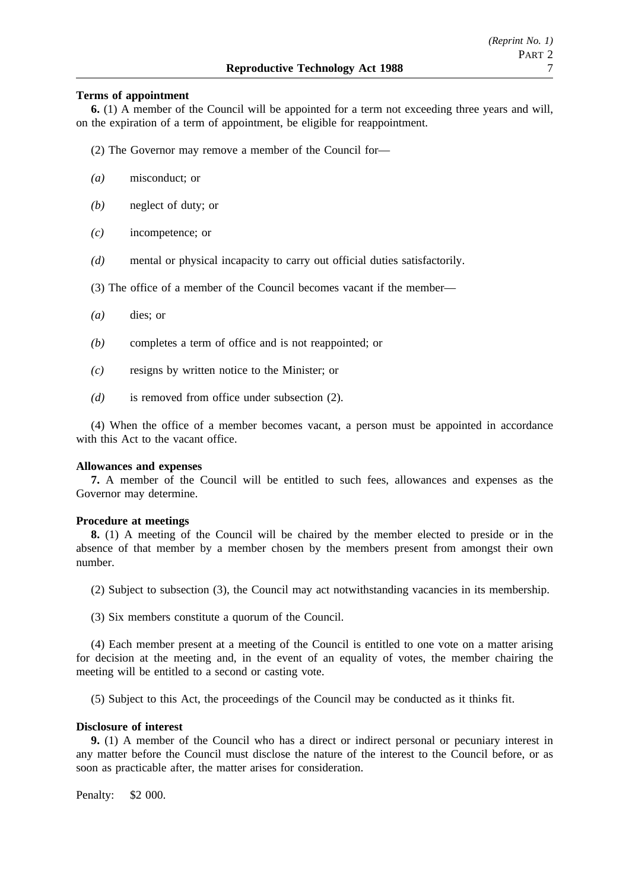**Terms of appointment**

**6.** (1) A member of the Council will be appointed for a term not exceeding three years and will, on the expiration of a term of appointment, be eligible for reappointment.

(2) The Governor may remove a member of the Council for—

*(a)* misconduct; or

*(b)* neglect of duty; or

*(c)* incompetence; or

*(d)* mental or physical incapacity to carry out official duties satisfactorily.

(3) The office of a member of the Council becomes vacant if the member—

*(a)* dies; or

*(b)* completes a term of office and is not reappointed; or

*(c)* resigns by written notice to the Minister; or

*(d)* is removed from office under subsection (2).

(4) When the office of a member becomes vacant, a person must be appointed in accordance with this Act to the vacant office.

**Allowances and expenses**

**7.** A member of the Council will be entitled to such fees, allowances and expenses as the Governor may determine.

**Procedure at meetings**

**8.** (1) A meeting of the Council will be chaired by the member elected to preside or in the absence of that member by a member chosen by the members present from amongst their own number.

(2) Subject to subsection (3), the Council may act notwithstanding vacancies in its membership.

(3) Six members constitute a quorum of the Council.

(4) Each member present at a meeting of the Council is entitled to one vote on a matter arising for decision at the meeting and, in the event of an equality of votes, the member chairing the meeting will be entitled to a second or casting vote.

(5) Subject to this Act, the proceedings of the Council may be conducted as it thinks fit.

**Disclosure of interest**

**9.** (1) A member of the Council who has a direct or indirect personal or pecuniary interest in any matter before the Council must disclose the nature of the interest to the Council before, or as soon as practicable after, the matter arises for consideration.

Penalty: $2 000.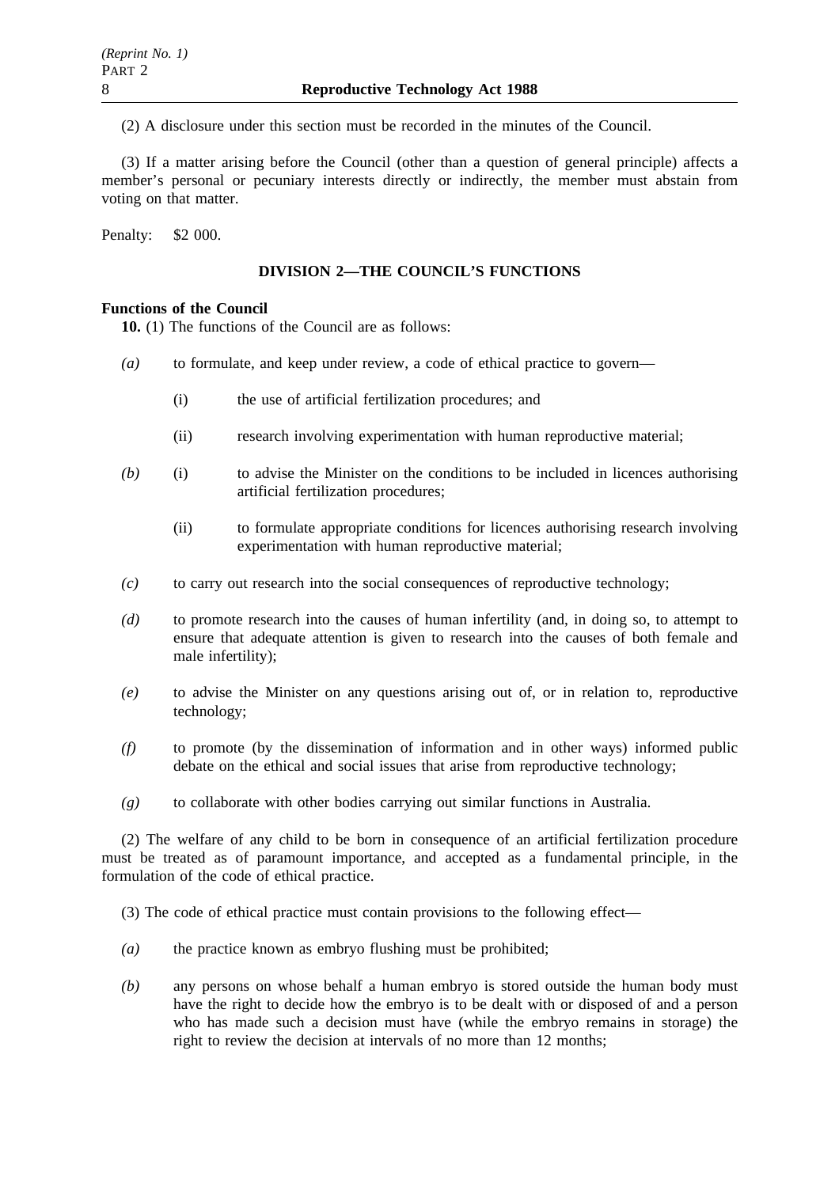(2) A disclosure under this section must be recorded in the minutes of the Council.

(3) If a matter arising before the Council (other than a question of general principle) affects a member's personal or pecuniary interests directly or indirectly, the member must abstain from voting on that matter.

Penalty: $2 000.

## DIVISION 2—THE COUNCIL'S FUNCTIONS

**Functions of the Council**

**10.** (1) The functions of the Council are as follows:

*(a)* to formulate, and keep under review, a code of ethical practice to govern—

(i) the use of artificial fertilization procedures; and

(ii) research involving experimentation with human reproductive material;

*(b)* (i) to advise the Minister on the conditions to be included in licences authorising artificial fertilization procedures;

(ii) to formulate appropriate conditions for licences authorising research involving experimentation with human reproductive material;

*(c)* to carry out research into the social consequences of reproductive technology;

*(d)* to promote research into the causes of human infertility (and, in doing so, to attempt to ensure that adequate attention is given to research into the causes of both female and male infertility);

*(e)* to advise the Minister on any questions arising out of, or in relation to, reproductive technology;

*(f)* to promote (by the dissemination of information and in other ways) informed public debate on the ethical and social issues that arise from reproductive technology;

*(g)* to collaborate with other bodies carrying out similar functions in Australia.

(2) The welfare of any child to be born in consequence of an artificial fertilization procedure must be treated as of paramount importance, and accepted as a fundamental principle, in the formulation of the code of ethical practice.

(3) The code of ethical practice must contain provisions to the following effect—

*(a)* the practice known as embryo flushing must be prohibited;

*(b)* any persons on whose behalf a human embryo is stored outside the human body must have the right to decide how the embryo is to be dealt with or disposed of and a person who has made such a decision must have (while the embryo remains in storage) the right to review the decision at intervals of no more than 12 months;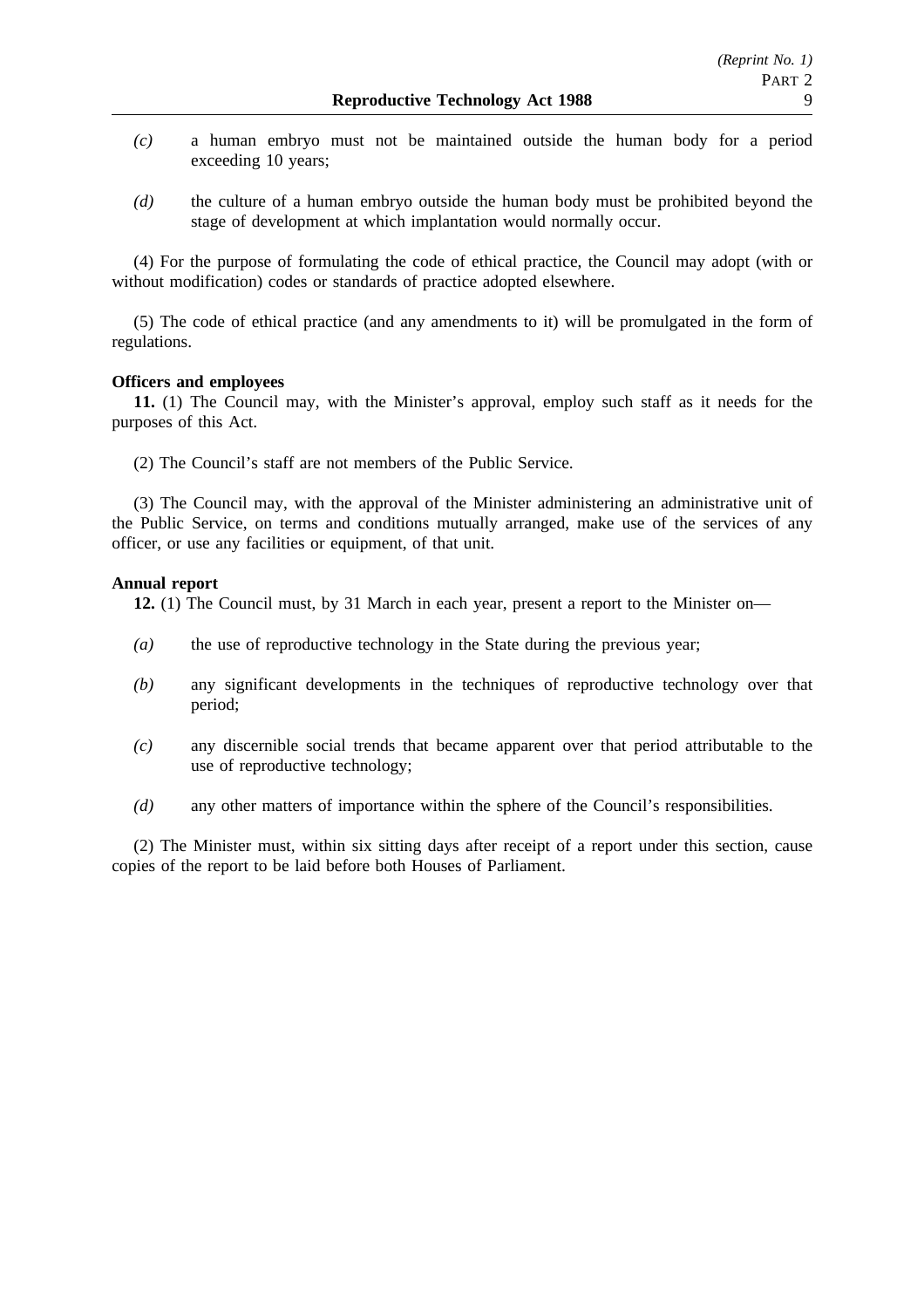*(c)* a human embryo must not be maintained outside the human body for a period exceeding 10 years;

*(d)* the culture of a human embryo outside the human body must be prohibited beyond the stage of development at which implantation would normally occur.

(4) For the purpose of formulating the code of ethical practice, the Council may adopt (with or without modification) codes or standards of practice adopted elsewhere.

(5) The code of ethical practice (and any amendments to it) will be promulgated in the form of regulations.

**Officers and employees**

**11.** (1) The Council may, with the Minister's approval, employ such staff as it needs for the purposes of this Act.

(2) The Council's staff are not members of the Public Service.

(3) The Council may, with the approval of the Minister administering an administrative unit of the Public Service, on terms and conditions mutually arranged, make use of the services of any officer, or use any facilities or equipment, of that unit.

**Annual report**

**12.** (1) The Council must, by 31 March in each year, present a report to the Minister on—

*(a)* the use of reproductive technology in the State during the previous year;

*(b)* any significant developments in the techniques of reproductive technology over that period;

*(c)* any discernible social trends that became apparent over that period attributable to the use of reproductive technology;

*(d)* any other matters of importance within the sphere of the Council's responsibilities.

(2) The Minister must, within six sitting days after receipt of a report under this section, cause copies of the report to be laid before both Houses of Parliament.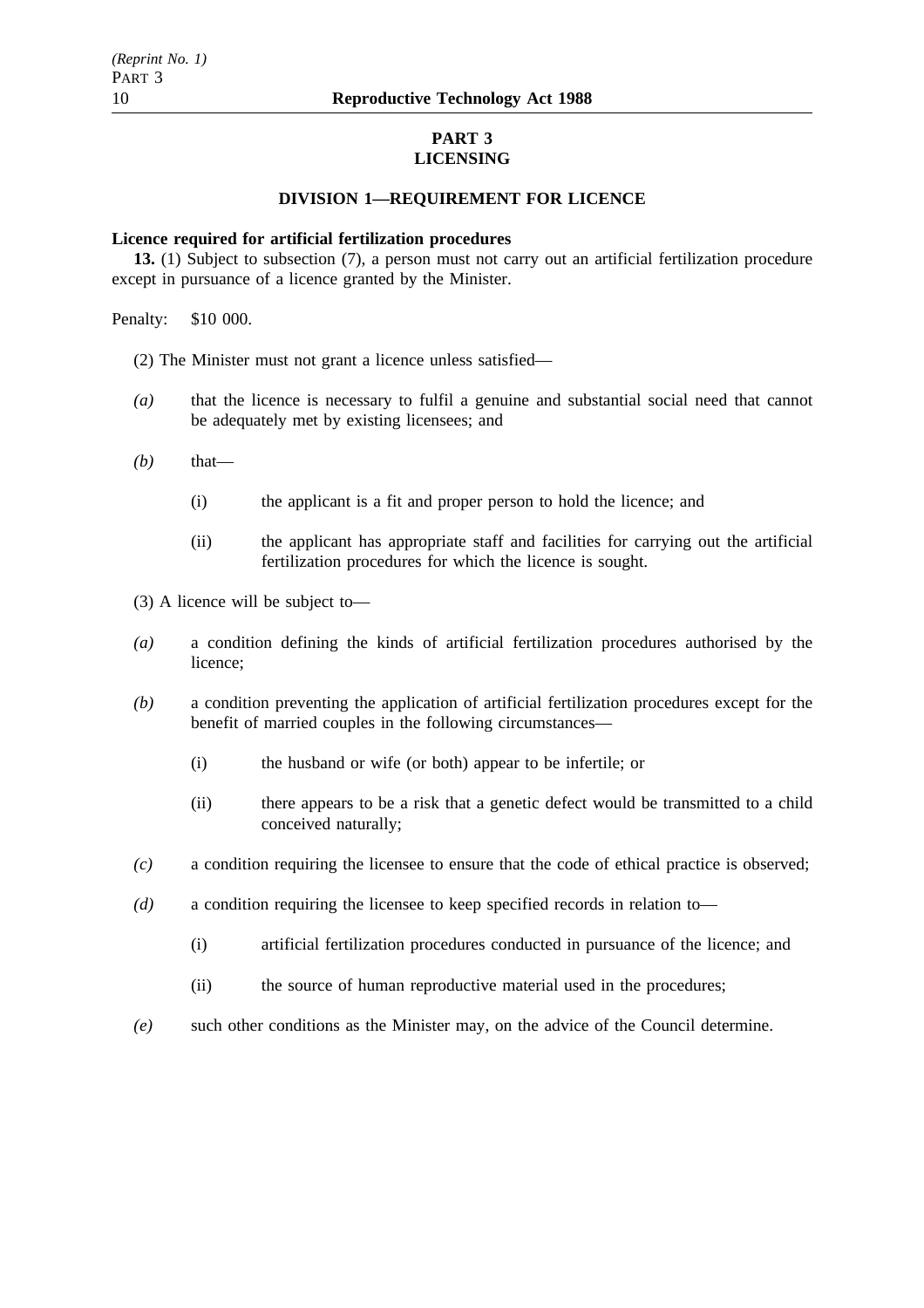## PART 3
## LICENSING

### DIVISION 1—REQUIREMENT FOR LICENCE

**Licence required for artificial fertilization procedures**

**13.** (1) Subject to subsection (7), a person must not carry out an artificial fertilization procedure except in pursuance of a licence granted by the Minister.

Penalty: $10 000.

(2) The Minister must not grant a licence unless satisfied—

*(a)* that the licence is necessary to fulfil a genuine and substantial social need that cannot be adequately met by existing licensees; and

*(b)* that—

(i) the applicant is a fit and proper person to hold the licence; and

(ii) the applicant has appropriate staff and facilities for carrying out the artificial fertilization procedures for which the licence is sought.

(3) A licence will be subject to—

*(a)* a condition defining the kinds of artificial fertilization procedures authorised by the licence;

*(b)* a condition preventing the application of artificial fertilization procedures except for the benefit of married couples in the following circumstances—

(i) the husband or wife (or both) appear to be infertile; or

(ii) there appears to be a risk that a genetic defect would be transmitted to a child conceived naturally;

*(c)* a condition requiring the licensee to ensure that the code of ethical practice is observed;

*(d)* a condition requiring the licensee to keep specified records in relation to—

(i) artificial fertilization procedures conducted in pursuance of the licence; and

(ii) the source of human reproductive material used in the procedures;

*(e)* such other conditions as the Minister may, on the advice of the Council determine.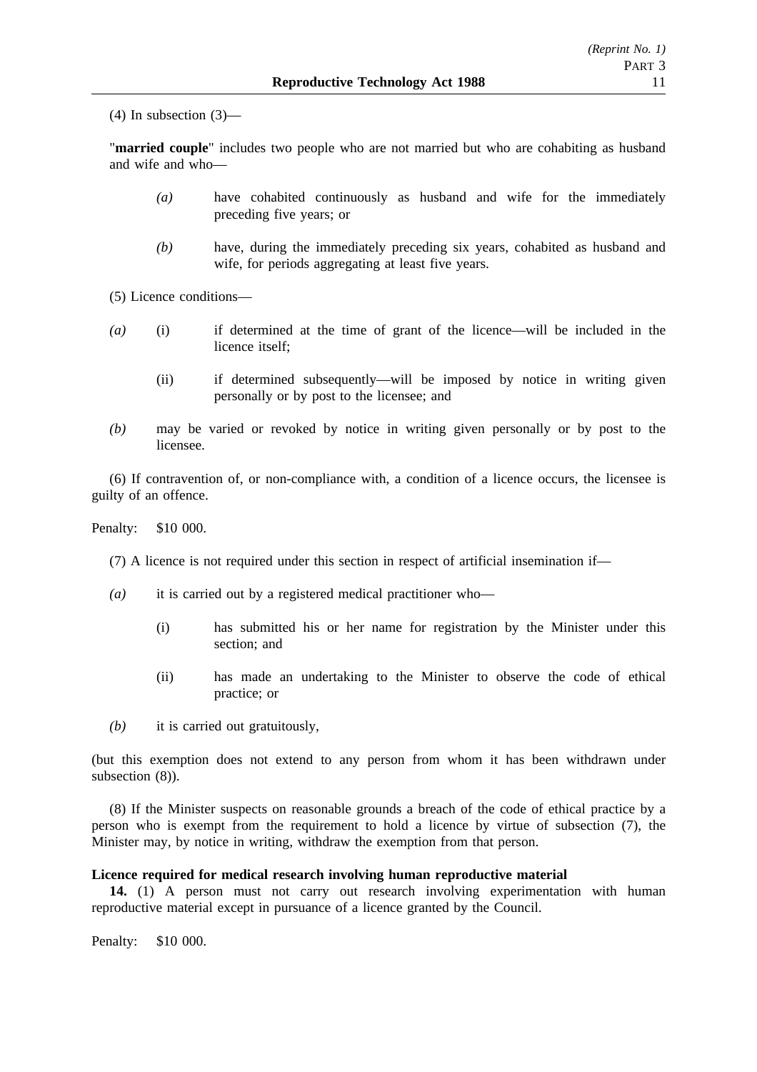(4) In subsection (3)—

"**married couple**" includes two people who are not married but who are cohabiting as husband and wife and who—

*(a)* have cohabited continuously as husband and wife for the immediately preceding five years; or

*(b)* have, during the immediately preceding six years, cohabited as husband and wife, for periods aggregating at least five years.

(5) Licence conditions—

*(a)* (i) if determined at the time of grant of the licence—will be included in the licence itself;

(ii) if determined subsequently—will be imposed by notice in writing given personally or by post to the licensee; and

*(b)* may be varied or revoked by notice in writing given personally or by post to the licensee.

(6) If contravention of, or non-compliance with, a condition of a licence occurs, the licensee is guilty of an offence.

Penalty: $10 000.

(7) A licence is not required under this section in respect of artificial insemination if—

*(a)* it is carried out by a registered medical practitioner who—

(i) has submitted his or her name for registration by the Minister under this section; and

(ii) has made an undertaking to the Minister to observe the code of ethical practice; or

*(b)* it is carried out gratuitously,

(but this exemption does not extend to any person from whom it has been withdrawn under subsection (8)).

(8) If the Minister suspects on reasonable grounds a breach of the code of ethical practice by a person who is exempt from the requirement to hold a licence by virtue of subsection (7), the Minister may, by notice in writing, withdraw the exemption from that person.

**Licence required for medical research involving human reproductive material**

**14.** (1) A person must not carry out research involving experimentation with human reproductive material except in pursuance of a licence granted by the Council.

Penalty: $10 000.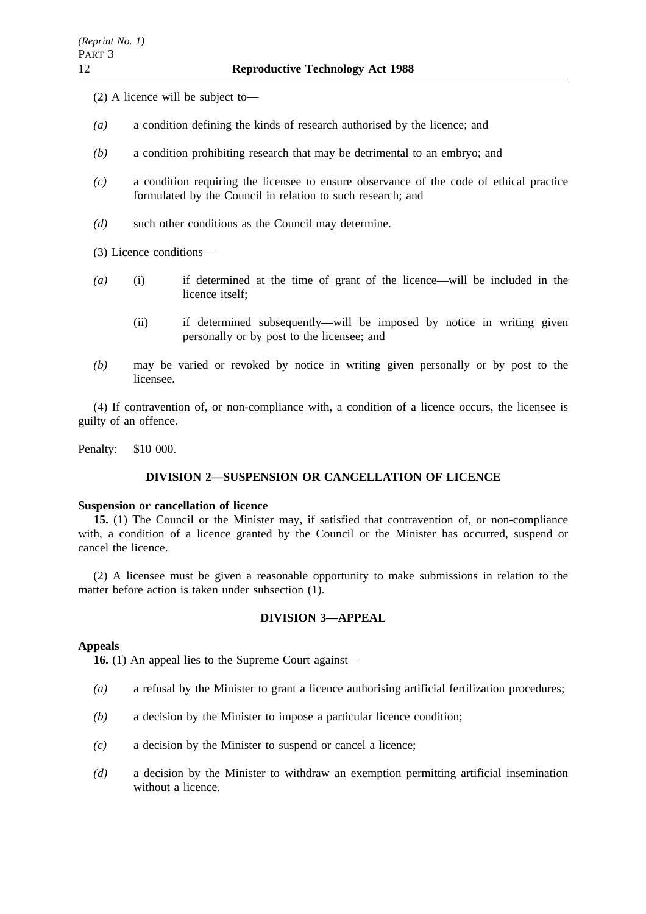(2) A licence will be subject to—

*(a)* a condition defining the kinds of research authorised by the licence; and

*(b)* a condition prohibiting research that may be detrimental to an embryo; and

*(c)* a condition requiring the licensee to ensure observance of the code of ethical practice formulated by the Council in relation to such research; and

*(d)* such other conditions as the Council may determine.

(3) Licence conditions—

*(a)* (i) if determined at the time of grant of the licence—will be included in the licence itself;

(ii) if determined subsequently—will be imposed by notice in writing given personally or by post to the licensee; and

*(b)* may be varied or revoked by notice in writing given personally or by post to the licensee.

(4) If contravention of, or non-compliance with, a condition of a licence occurs, the licensee is guilty of an offence.

Penalty: $10 000.

## DIVISION 2—SUSPENSION OR CANCELLATION OF LICENCE

**Suspension or cancellation of licence**

**15.** (1) The Council or the Minister may, if satisfied that contravention of, or non-compliance with, a condition of a licence granted by the Council or the Minister has occurred, suspend or cancel the licence.

(2) A licensee must be given a reasonable opportunity to make submissions in relation to the matter before action is taken under subsection (1).

## DIVISION 3—APPEAL

**Appeals**

**16.** (1) An appeal lies to the Supreme Court against—

*(a)* a refusal by the Minister to grant a licence authorising artificial fertilization procedures;

*(b)* a decision by the Minister to impose a particular licence condition;

*(c)* a decision by the Minister to suspend or cancel a licence;

*(d)* a decision by the Minister to withdraw an exemption permitting artificial insemination without a licence.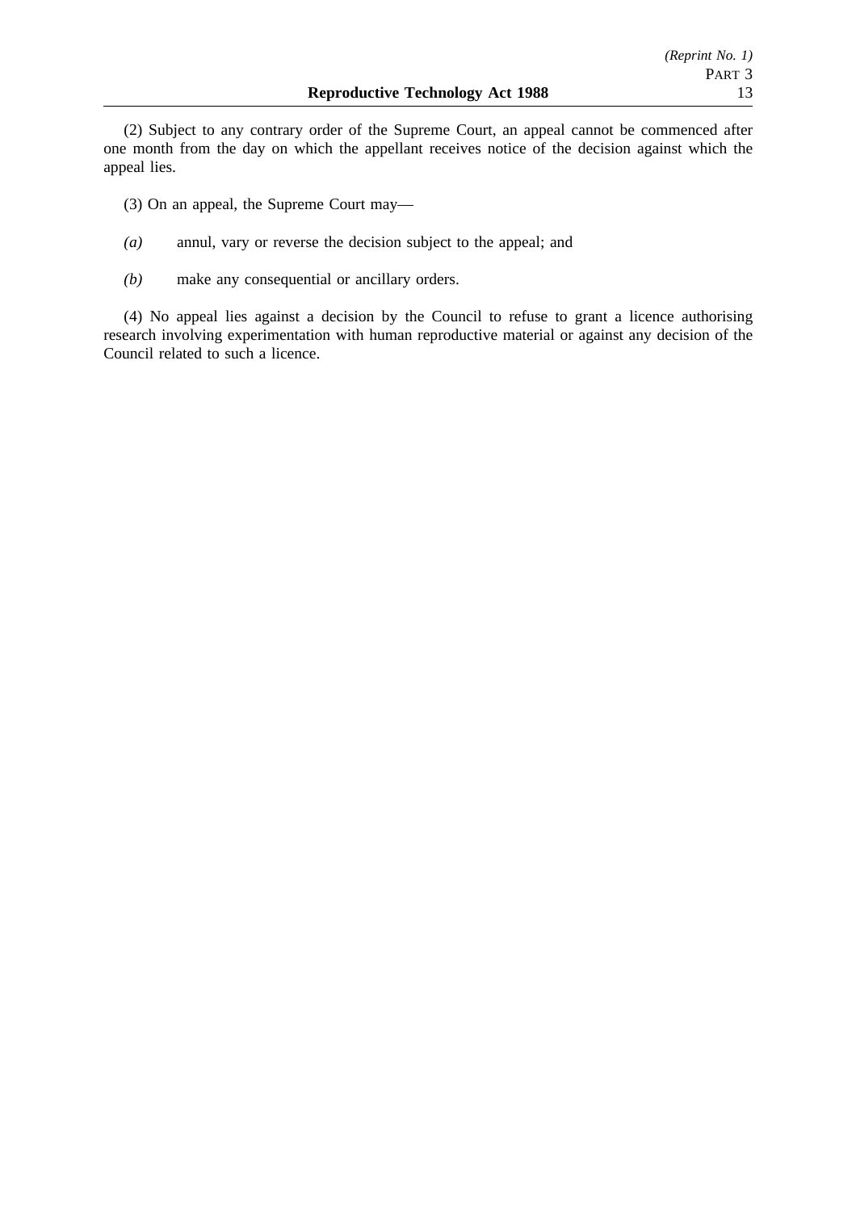(2) Subject to any contrary order of the Supreme Court, an appeal cannot be commenced after one month from the day on which the appellant receives notice of the decision against which the appeal lies.

(3) On an appeal, the Supreme Court may—

*(a)* annul, vary or reverse the decision subject to the appeal; and

*(b)* make any consequential or ancillary orders.

(4) No appeal lies against a decision by the Council to refuse to grant a licence authorising research involving experimentation with human reproductive material or against any decision of the Council related to such a licence.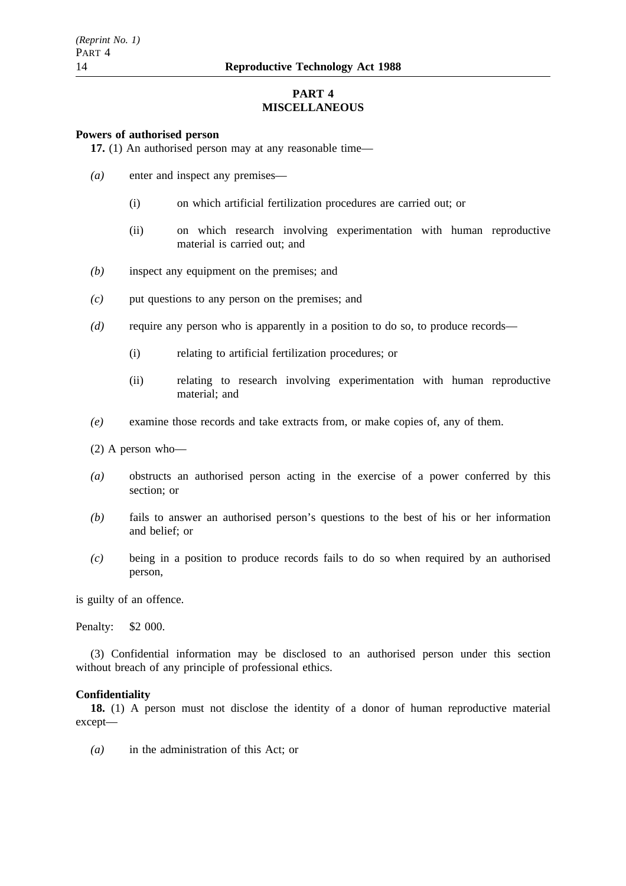## PART 4
## MISCELLANEOUS

**Powers of authorised person**

**17.** (1) An authorised person may at any reasonable time—

*(a)* enter and inspect any premises—

(i) on which artificial fertilization procedures are carried out; or

(ii) on which research involving experimentation with human reproductive material is carried out; and

*(b)* inspect any equipment on the premises; and

*(c)* put questions to any person on the premises; and

*(d)* require any person who is apparently in a position to do so, to produce records—

(i) relating to artificial fertilization procedures; or

(ii) relating to research involving experimentation with human reproductive material; and

*(e)* examine those records and take extracts from, or make copies of, any of them.

(2) A person who—

*(a)* obstructs an authorised person acting in the exercise of a power conferred by this section; or

*(b)* fails to answer an authorised person's questions to the best of his or her information and belief; or

*(c)* being in a position to produce records fails to do so when required by an authorised person,

is guilty of an offence.

Penalty: $2 000.

(3) Confidential information may be disclosed to an authorised person under this section without breach of any principle of professional ethics.

**Confidentiality**

**18.** (1) A person must not disclose the identity of a donor of human reproductive material except—

*(a)* in the administration of this Act; or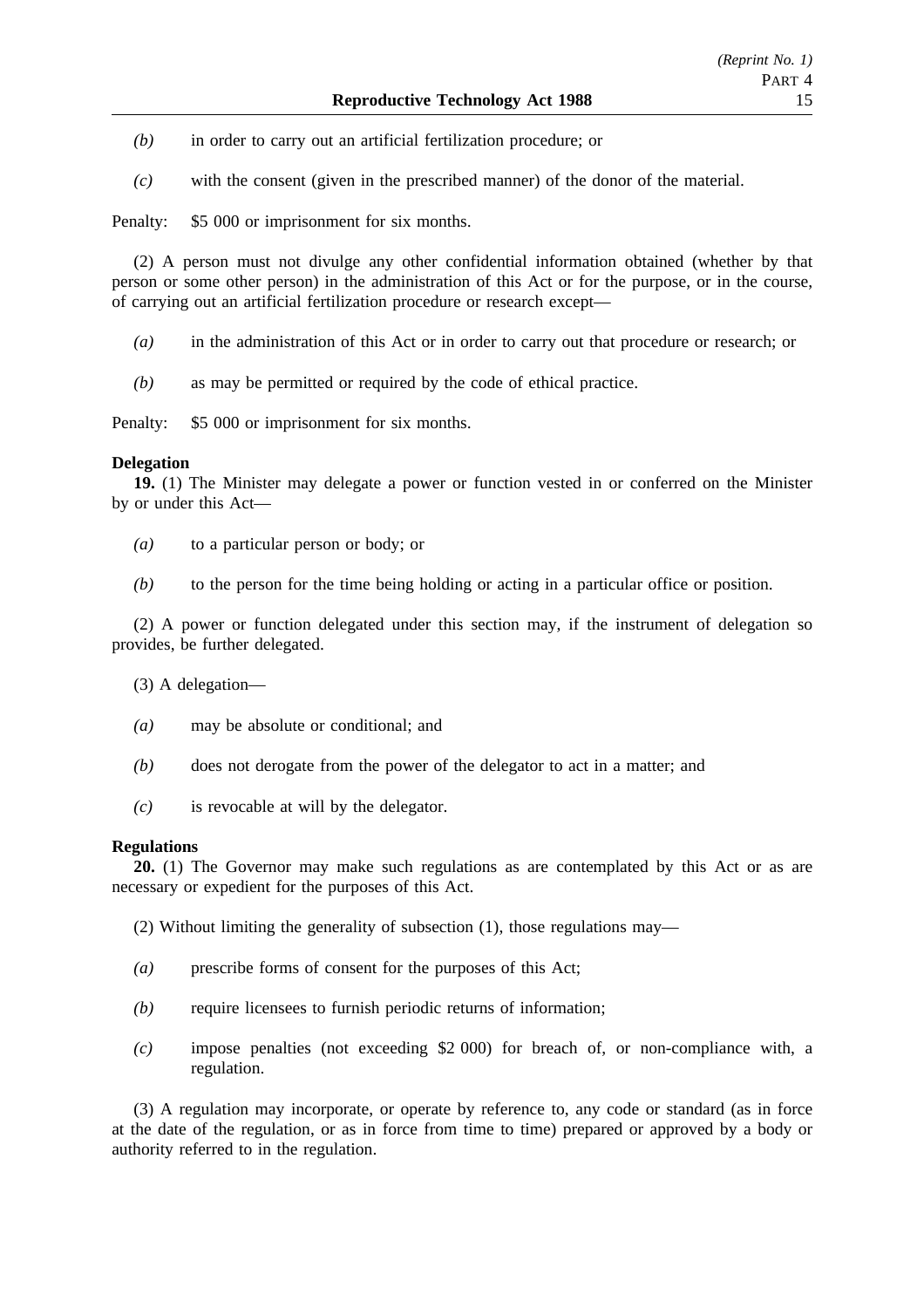*(b)* in order to carry out an artificial fertilization procedure; or

*(c)* with the consent (given in the prescribed manner) of the donor of the material.

Penalty: $5 000 or imprisonment for six months.

(2) A person must not divulge any other confidential information obtained (whether by that person or some other person) in the administration of this Act or for the purpose, or in the course, of carrying out an artificial fertilization procedure or research except—

*(a)* in the administration of this Act or in order to carry out that procedure or research; or

*(b)* as may be permitted or required by the code of ethical practice.

Penalty: $5 000 or imprisonment for six months.

**Delegation**

**19.** (1) The Minister may delegate a power or function vested in or conferred on the Minister by or under this Act—

*(a)* to a particular person or body; or

*(b)* to the person for the time being holding or acting in a particular office or position.

(2) A power or function delegated under this section may, if the instrument of delegation so provides, be further delegated.

(3) A delegation—

*(a)* may be absolute or conditional; and

*(b)* does not derogate from the power of the delegator to act in a matter; and

*(c)* is revocable at will by the delegator.

**Regulations**

**20.** (1) The Governor may make such regulations as are contemplated by this Act or as are necessary or expedient for the purposes of this Act.

(2) Without limiting the generality of subsection (1), those regulations may—

*(a)* prescribe forms of consent for the purposes of this Act;

*(b)* require licensees to furnish periodic returns of information;

*(c)* impose penalties (not exceeding $2 000) for breach of, or non-compliance with, a regulation.

(3) A regulation may incorporate, or operate by reference to, any code or standard (as in force at the date of the regulation, or as in force from time to time) prepared or approved by a body or authority referred to in the regulation.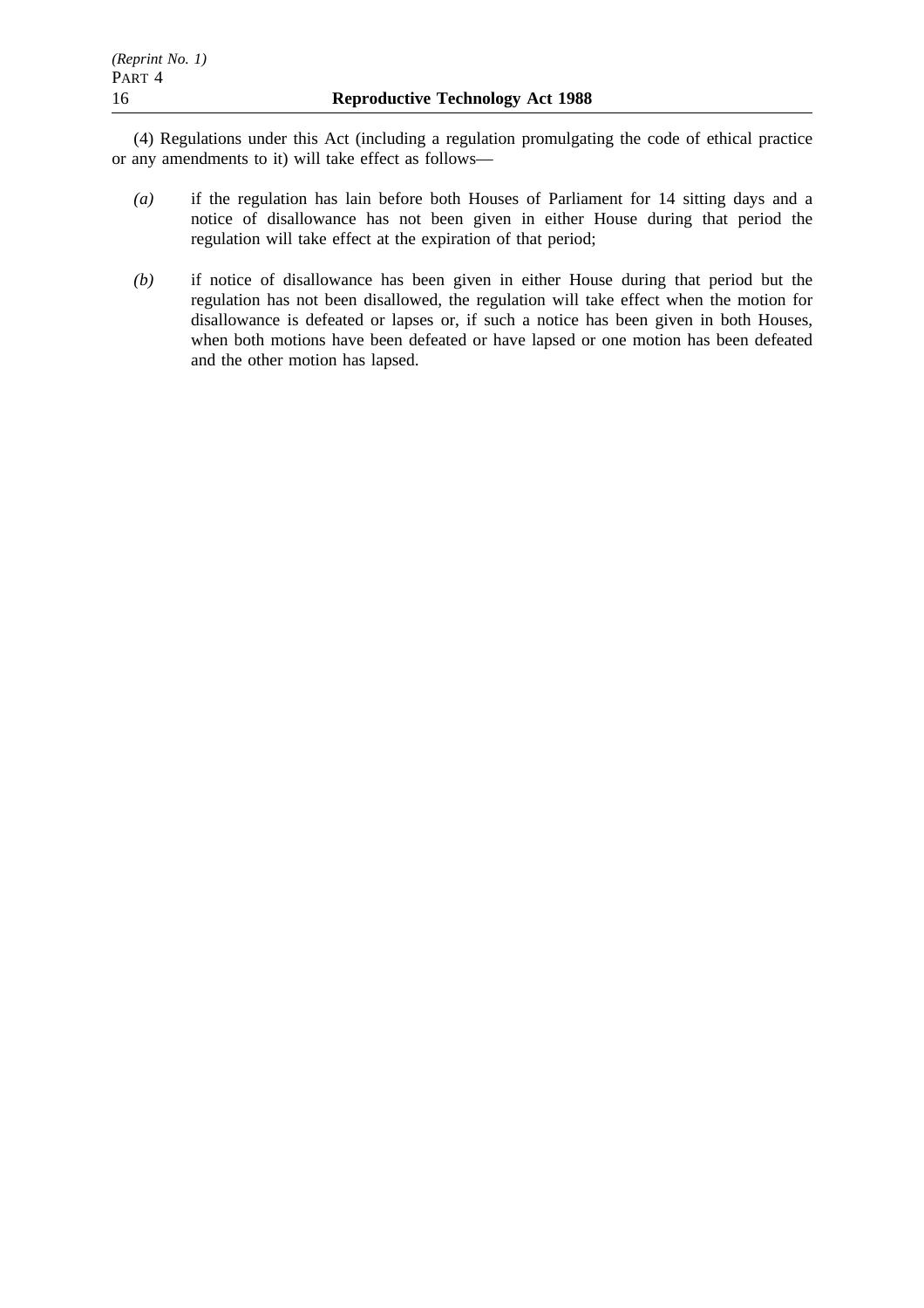(4) Regulations under this Act (including a regulation promulgating the code of ethical practice or any amendments to it) will take effect as follows—

*(a)* if the regulation has lain before both Houses of Parliament for 14 sitting days and a notice of disallowance has not been given in either House during that period the regulation will take effect at the expiration of that period;

*(b)* if notice of disallowance has been given in either House during that period but the regulation has not been disallowed, the regulation will take effect when the motion for disallowance is defeated or lapses or, if such a notice has been given in both Houses, when both motions have been defeated or have lapsed or one motion has been defeated and the other motion has lapsed.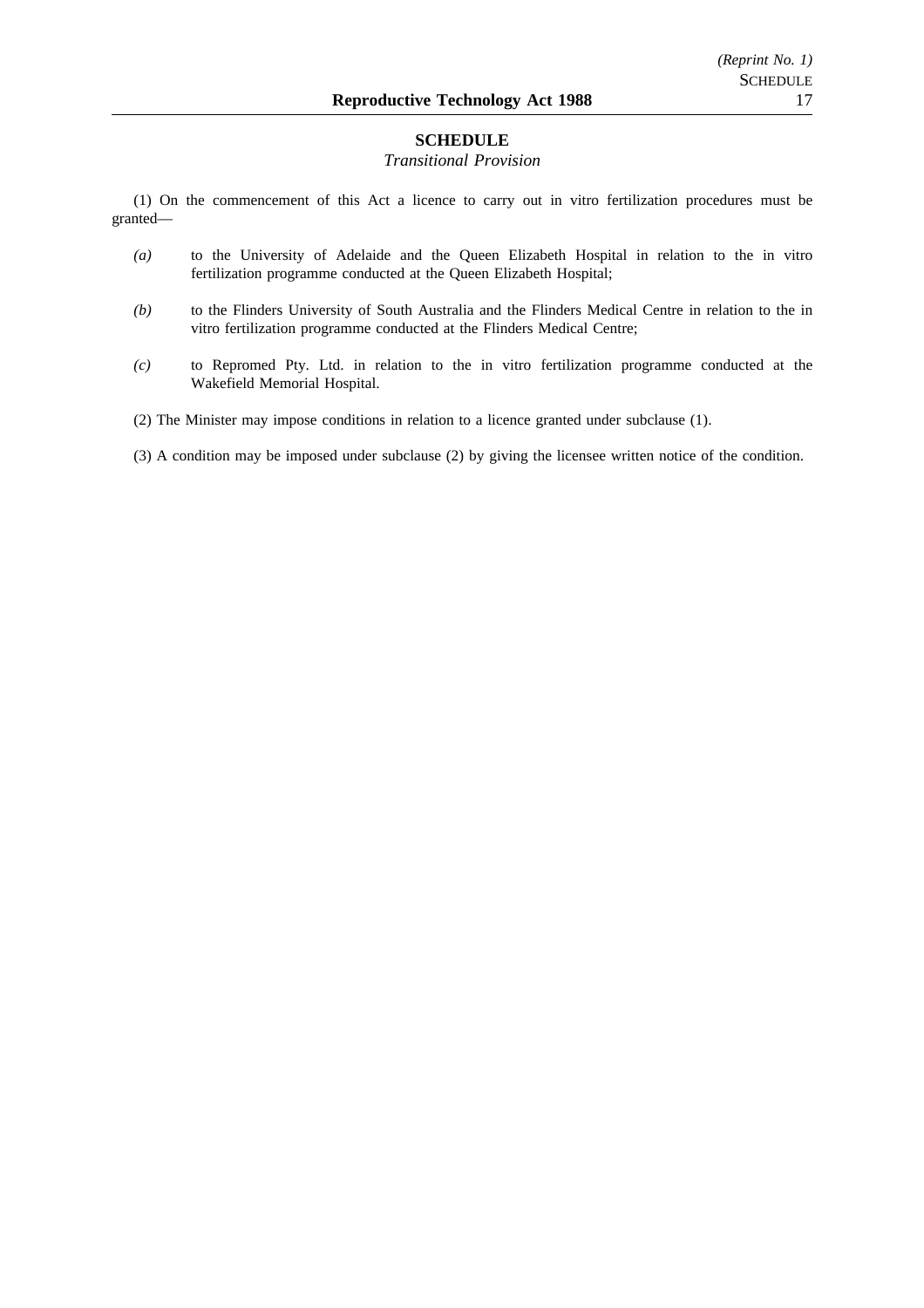## SCHEDULE

*Transitional Provision*

(1) On the commencement of this Act a licence to carry out in vitro fertilization procedures must be granted—

*(a)* to the University of Adelaide and the Queen Elizabeth Hospital in relation to the in vitro fertilization programme conducted at the Queen Elizabeth Hospital;

*(b)* to the Flinders University of South Australia and the Flinders Medical Centre in relation to the in vitro fertilization programme conducted at the Flinders Medical Centre;

*(c)* to Repromed Pty. Ltd. in relation to the in vitro fertilization programme conducted at the Wakefield Memorial Hospital.

(2) The Minister may impose conditions in relation to a licence granted under subclause (1).

(3) A condition may be imposed under subclause (2) by giving the licensee written notice of the condition.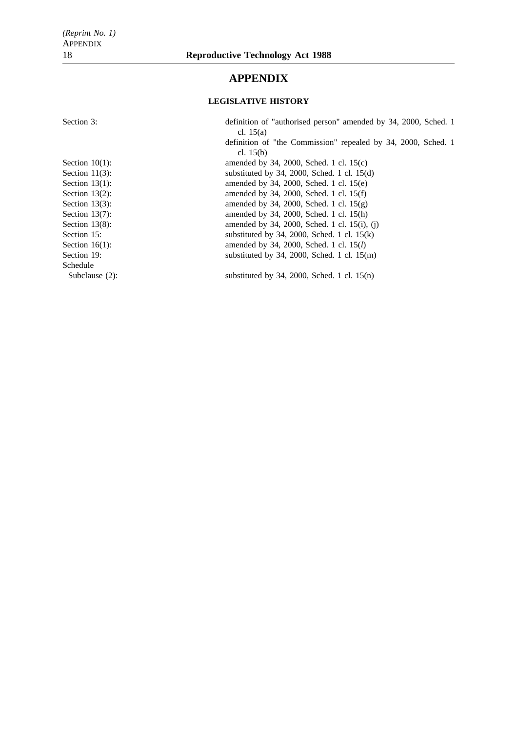# APPENDIX

## LEGISLATIVE HISTORY

| | |
|---|---|
| Section 3: | definition of "authorised person" amended by 34, 2000, Sched. 1 cl. 15(a) |
| | definition of "the Commission" repealed by 34, 2000, Sched. 1 cl. 15(b) |
| Section 10(1): | amended by 34, 2000, Sched. 1 cl. 15(c) |
| Section 11(3): | substituted by 34, 2000, Sched. 1 cl. 15(d) |
| Section 13(1): | amended by 34, 2000, Sched. 1 cl. 15(e) |
| Section 13(2): | amended by 34, 2000, Sched. 1 cl. 15(f) |
| Section 13(3): | amended by 34, 2000, Sched. 1 cl. 15(g) |
| Section 13(7): | amended by 34, 2000, Sched. 1 cl. 15(h) |
| Section 13(8): | amended by 34, 2000, Sched. 1 cl. 15(i), (j) |
| Section 15: | substituted by 34, 2000, Sched. 1 cl. 15(k) |
| Section 16(1): | amended by 34, 2000, Sched. 1 cl. 15(*l*) |
| Section 19: | substituted by 34, 2000, Sched. 1 cl. 15(m) |
| Schedule | |
| Subclause (2): | substituted by 34, 2000, Sched. 1 cl. 15(n) |